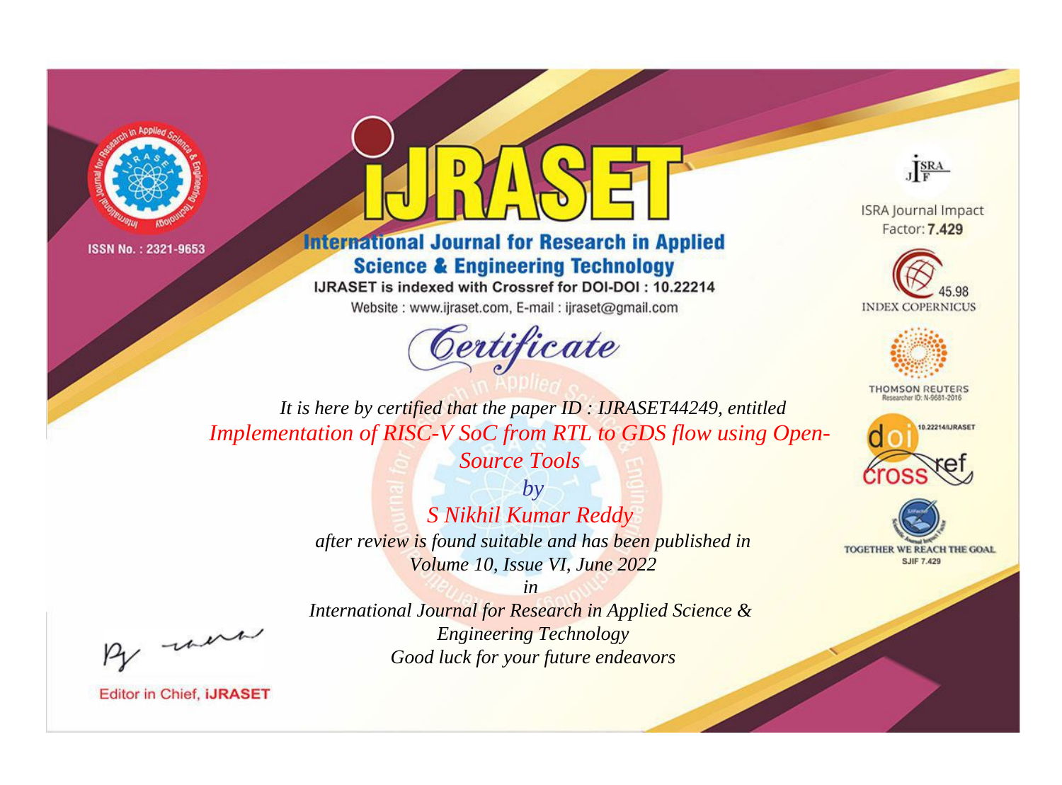ISSN No. : 2321-9653

# IJRASET

## International Journal for Research in Applied Science & Engineering Technology

IJRASET is indexed with Crossref for DOI-DOI : 10.22214

Website : www.ijraset.com, E-mail : ijraset@gmail.com

## Certificate

*It is here by certified that the paper ID : IJRASET44249, entitled*

*Implementation of RISC-V SoC from RTL to GDS flow using Open-Source Tools*

*by*

*S Nikhil Kumar Reddy*

*after review is found suitable and has been published in*

*Volume 10, Issue VI, June 2022*

*in*

*International Journal for Research in Applied Science & Engineering Technology*

*Good luck for your future endeavors*

ISRA Journal Impact Factor: **7.429**

45.98 INDEX COPERNICUS

THOMSON REUTERS Researcher ID: N-9681-2016

10.22214/IJRASET

TOGETHER WE REACH THE GOAL SJIF 7.429

Editor in Chief, **iJRASET**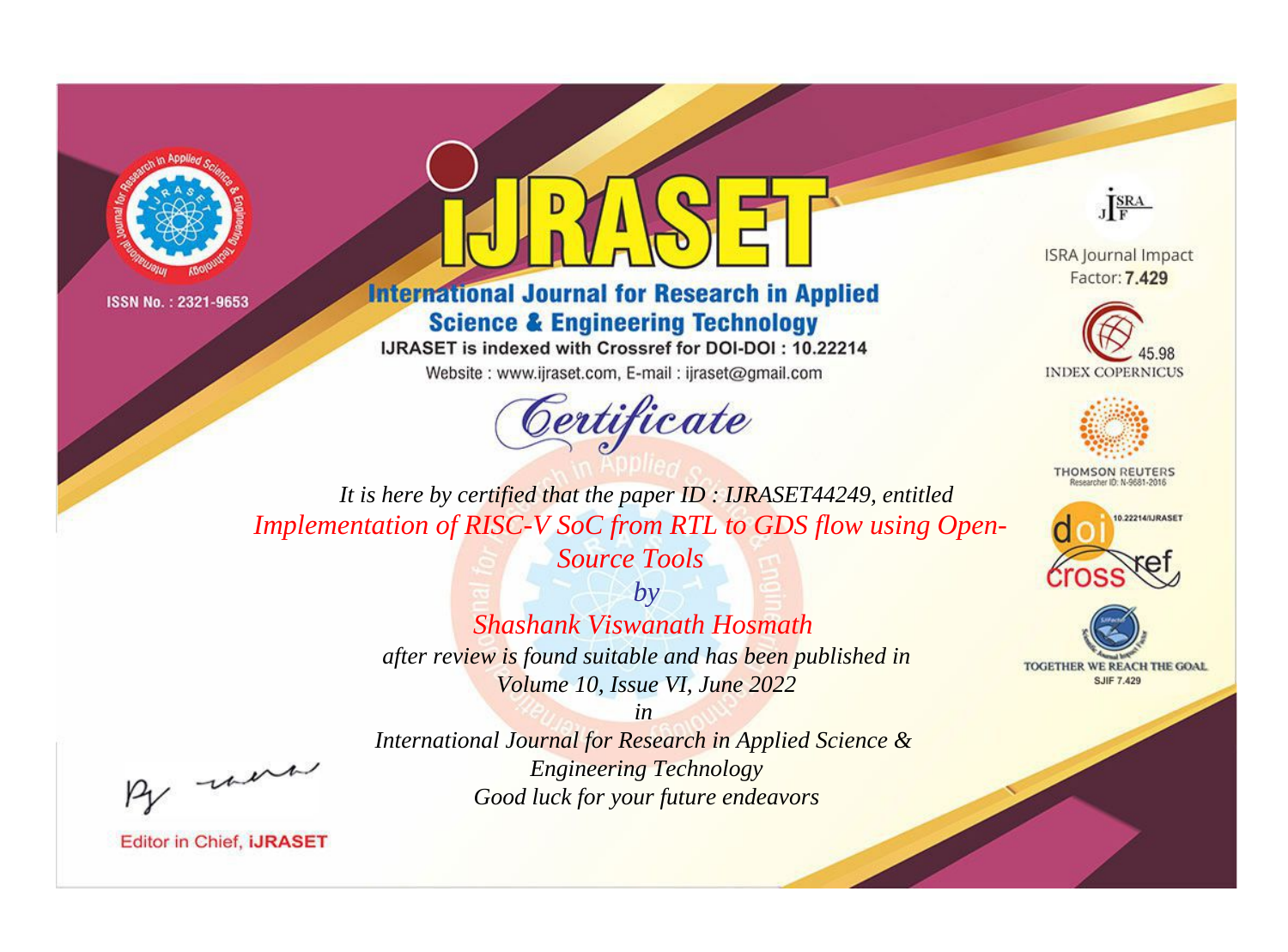ISSN No. : 2321-9653

# iJRASET

## International Journal for Research in Applied Science & Engineering Technology

IJRASET is indexed with Crossref for DOI-DOI : 10.22214

Website : www.ijraset.com, E-mail : ijraset@gmail.com

# Certificate

*It is here by certified that the paper ID : IJRASET44249, entitled*

*Implementation of RISC-V SoC from RTL to GDS flow using Open-Source Tools*

*by*

*Shashank Viswanath Hosmath*

*after review is found suitable and has been published in*

*Volume 10, Issue VI, June 2022*

*in*

*International Journal for Research in Applied Science & Engineering Technology*

*Good luck for your future endeavors*

ISRA Journal Impact Factor: **7.429**

45.98 INDEX COPERNICUS

THOMSON REUTERS Researcher ID: N-9681-2016

10.22214/IJRASET

TOGETHER WE REACH THE GOAL SJIF 7.429

Editor in Chief, **iJRASET**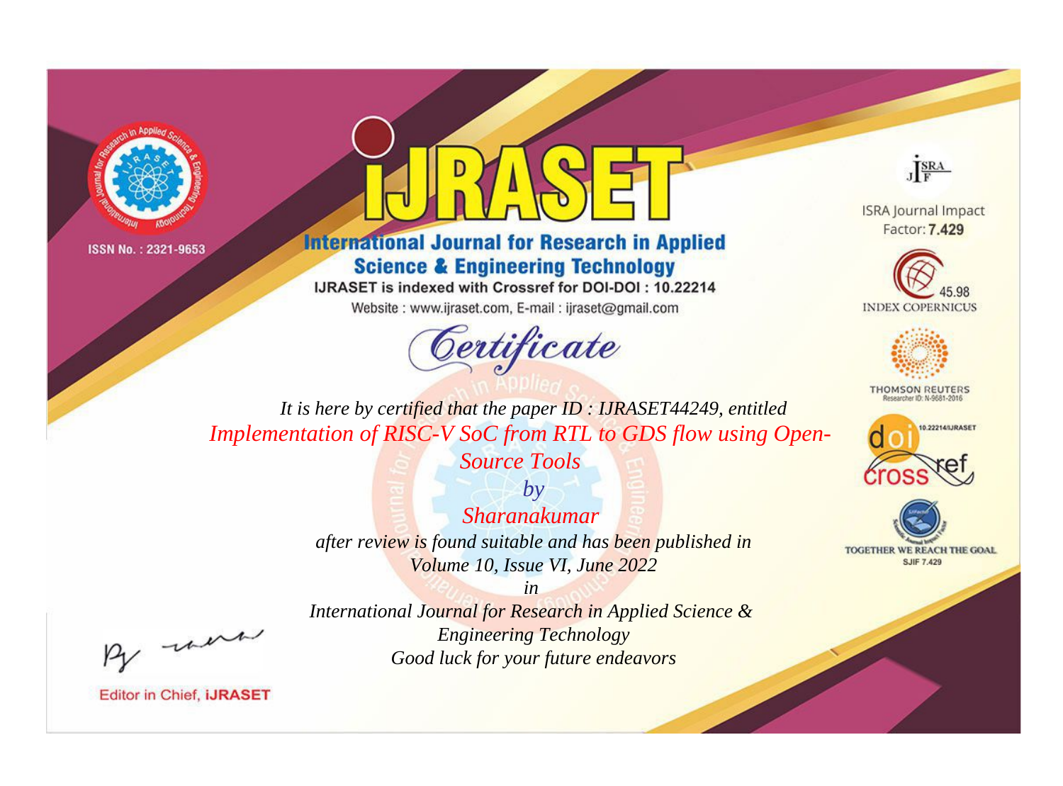ISSN No. : 2321-9653

# IJRASET

## International Journal for Research in Applied Science & Engineering Technology

IJRASET is indexed with Crossref for DOI-DOI : 10.22214

Website : www.ijraset.com, E-mail : ijraset@gmail.com

ISRA Journal Impact Factor: **7.429**

45.98 INDEX COPERNICUS

THOMSON REUTERS Researcher ID: N-9681-2016

10.22214/IJRASET

TOGETHER WE REACH THE GOAL SJIF 7.429

## Certificate

*It is here by certified that the paper ID : IJRASET44249, entitled*

*Implementation of RISC-V SoC from RTL to GDS flow using Open-Source Tools*

*by*

*Sharanakumar*

*after review is found suitable and has been published in*

*Volume 10, Issue VI, June 2022*

*in*

*International Journal for Research in Applied Science & Engineering Technology*

*Good luck for your future endeavors*

Editor in Chief, **iJRASET**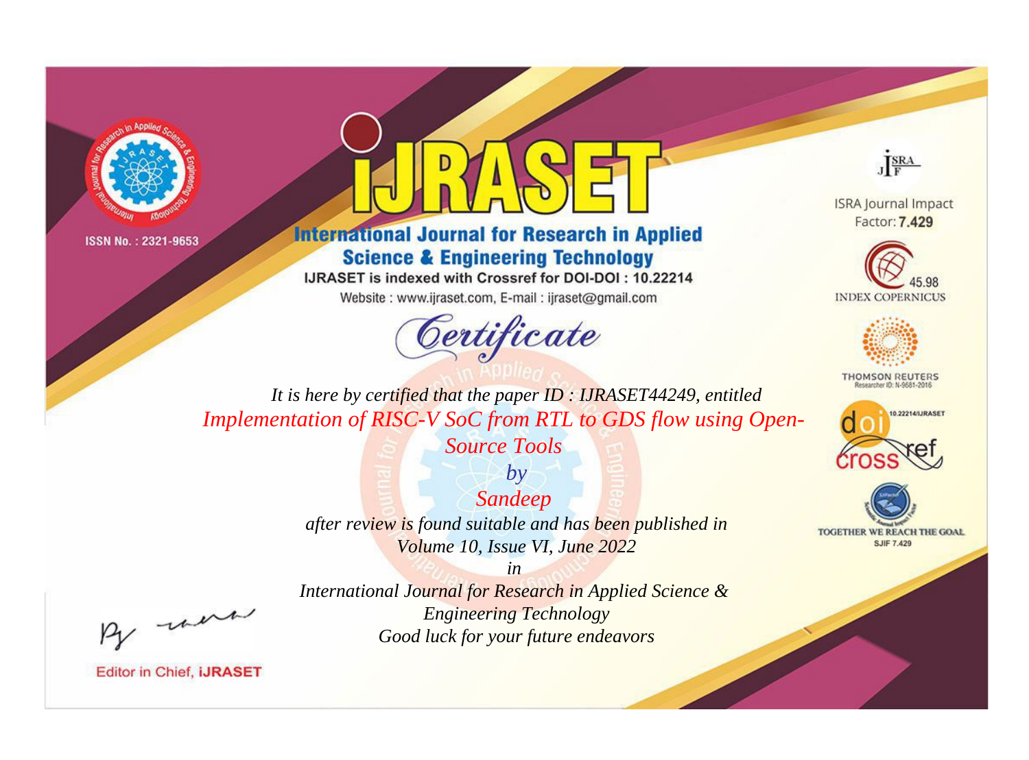ISSN No. : 2321-9653

# iJRASET

## International Journal for Research in Applied Science & Engineering Technology

IJRASET is indexed with Crossref for DOI-DOI : 10.22214

Website : www.ijraset.com, E-mail : ijraset@gmail.com

ISRA Journal Impact Factor: **7.429**

45.98 INDEX COPERNICUS

THOMSON REUTERS Researcher ID: N-9681-2016

10.22214/IJRASET

TOGETHER WE REACH THE GOAL SJIF 7.429

# *Certificate*

*It is here by certified that the paper ID : IJRASET44249, entitled*

*Implementation of RISC-V SoC from RTL to GDS flow using Open-Source Tools*

*by*

*Sandeep*

*after review is found suitable and has been published in*

*Volume 10, Issue VI, June 2022*

*in*

*International Journal for Research in Applied Science & Engineering Technology*

*Good luck for your future endeavors*

Editor in Chief, **iJRASET**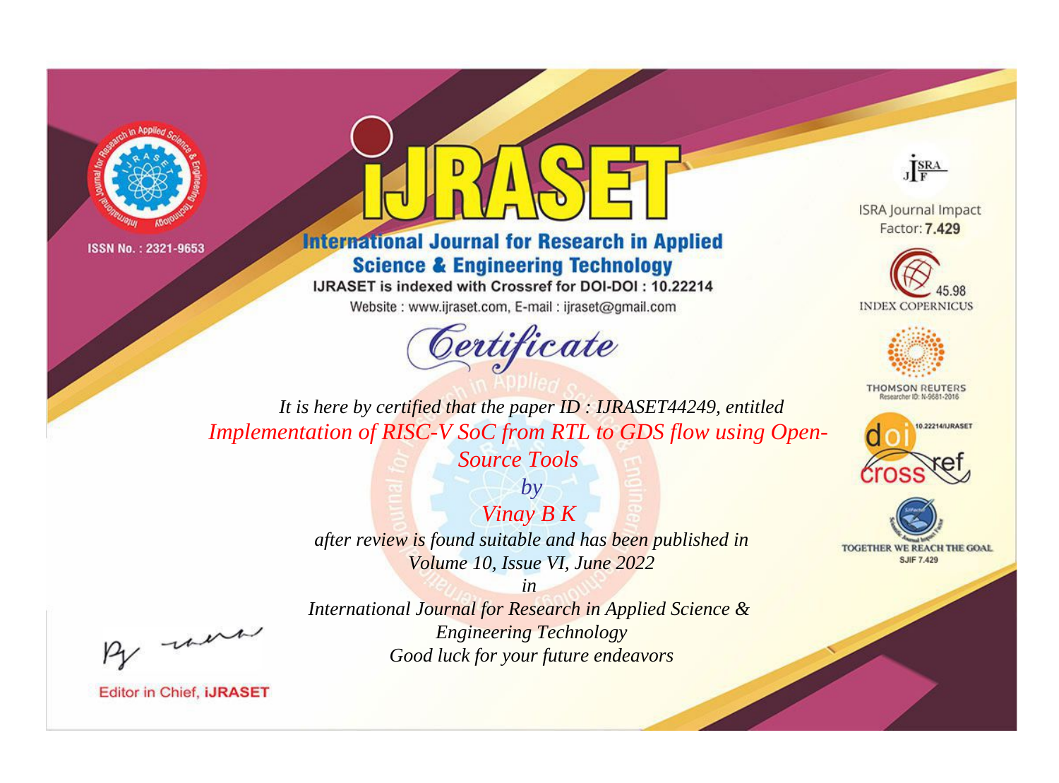ISSN No. : 2321-9653

# iJRASET

## International Journal for Research in Applied Science & Engineering Technology

IJRASET is indexed with Crossref for DOI-DOI : 10.22214

Website : www.ijraset.com, E-mail : ijraset@gmail.com

ISRA Journal Impact Factor: **7.429**

45.98 INDEX COPERNICUS

THOMSON REUTERS Researcher ID: N-9681-2016

10.22214/IJRASET

TOGETHER WE REACH THE GOAL SJIF 7.429

# *Certificate*

*It is here by certified that the paper ID : IJRASET44249, entitled*

*Implementation of RISC-V SoC from RTL to GDS flow using Open-Source Tools*

*by*

*Vinay B K*

*after review is found suitable and has been published in*

*Volume 10, Issue VI, June 2022*

*in*

*International Journal for Research in Applied Science & Engineering Technology*

*Good luck for your future endeavors*

Editor in Chief, **iJRASET**